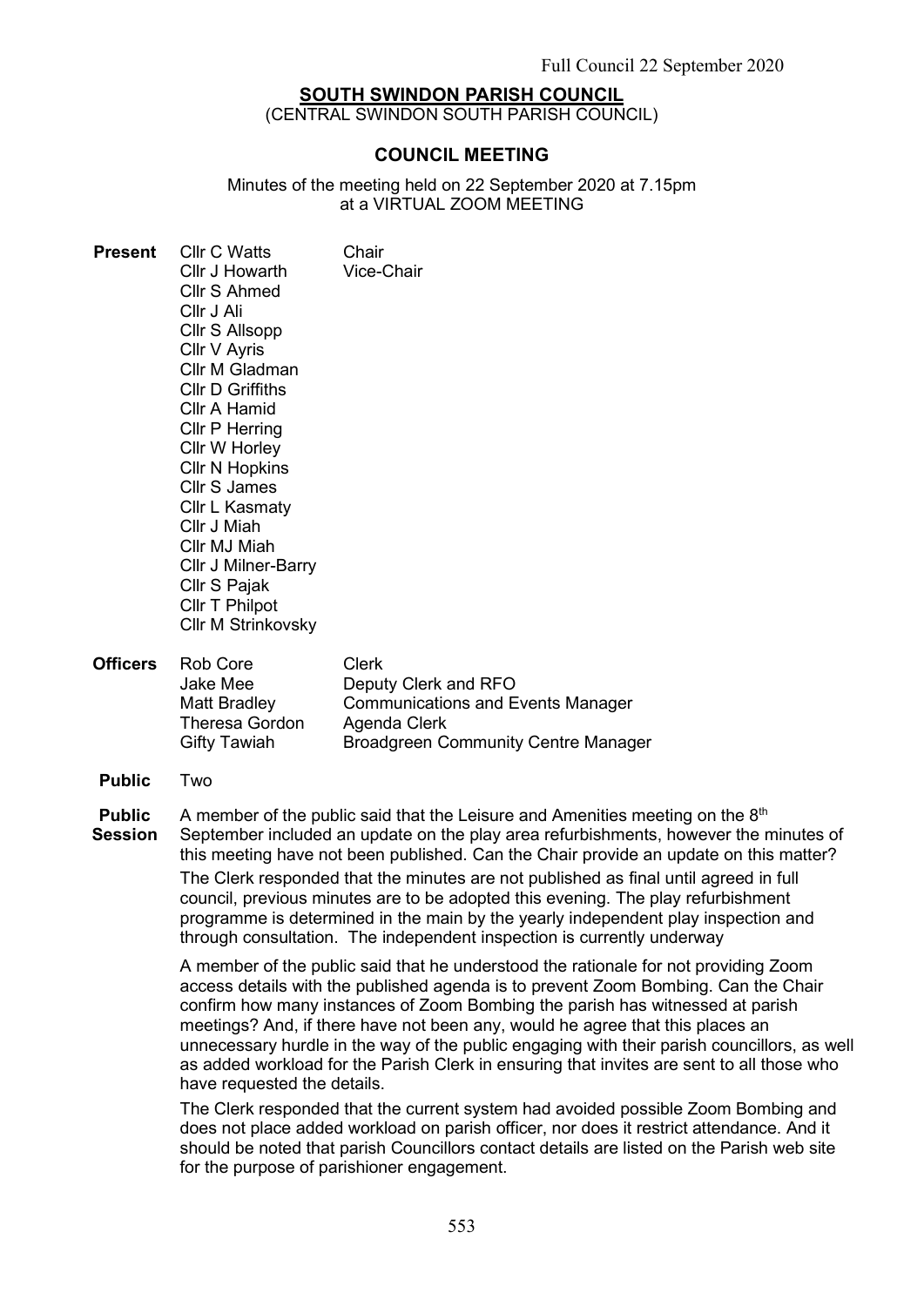# SOUTH SWINDON PARISH COUNCIL

(CENTRAL SWINDON SOUTH PARISH COUNCIL)

## COUNCIL MEETING

Minutes of the meeting held on 22 September 2020 at 7.15pm at a VIRTUAL ZOOM MEETING

**Present**

Cllr C Watts – Chair
Cllr J Howarth – Vice-Chair
Cllr S Ahmed
Cllr J Ali
Cllr S Allsopp
Cllr V Ayris
Cllr M Gladman
Cllr D Griffiths
Cllr A Hamid
Cllr P Herring
Cllr W Horley
Cllr N Hopkins
Cllr S James
Cllr L Kasmaty
Cllr J Miah
Cllr MJ Miah
Cllr J Milner-Barry
Cllr S Pajak
Cllr T Philpot
Cllr M Strinkovsky

**Officers**

Rob Core – Clerk
Jake Mee – Deputy Clerk and RFO
Matt Bradley – Communications and Events Manager
Theresa Gordon – Agenda Clerk
Gifty Tawiah – Broadgreen Community Centre Manager

**Public** Two

**Public Session**

A member of the public said that the Leisure and Amenities meeting on the 8th September included an update on the play area refurbishments, however the minutes of this meeting have not been published. Can the Chair provide an update on this matter?

The Clerk responded that the minutes are not published as final until agreed in full council, previous minutes are to be adopted this evening. The play refurbishment programme is determined in the main by the yearly independent play inspection and through consultation. The independent inspection is currently underway

A member of the public said that he understood the rationale for not providing Zoom access details with the published agenda is to prevent Zoom Bombing. Can the Chair confirm how many instances of Zoom Bombing the parish has witnessed at parish meetings? And, if there have not been any, would he agree that this places an unnecessary hurdle in the way of the public engaging with their parish councillors, as well as added workload for the Parish Clerk in ensuring that invites are sent to all those who have requested the details.

The Clerk responded that the current system had avoided possible Zoom Bombing and does not place added workload on parish officer, nor does it restrict attendance. And it should be noted that parish Councillors contact details are listed on the Parish web site for the purpose of parishioner engagement.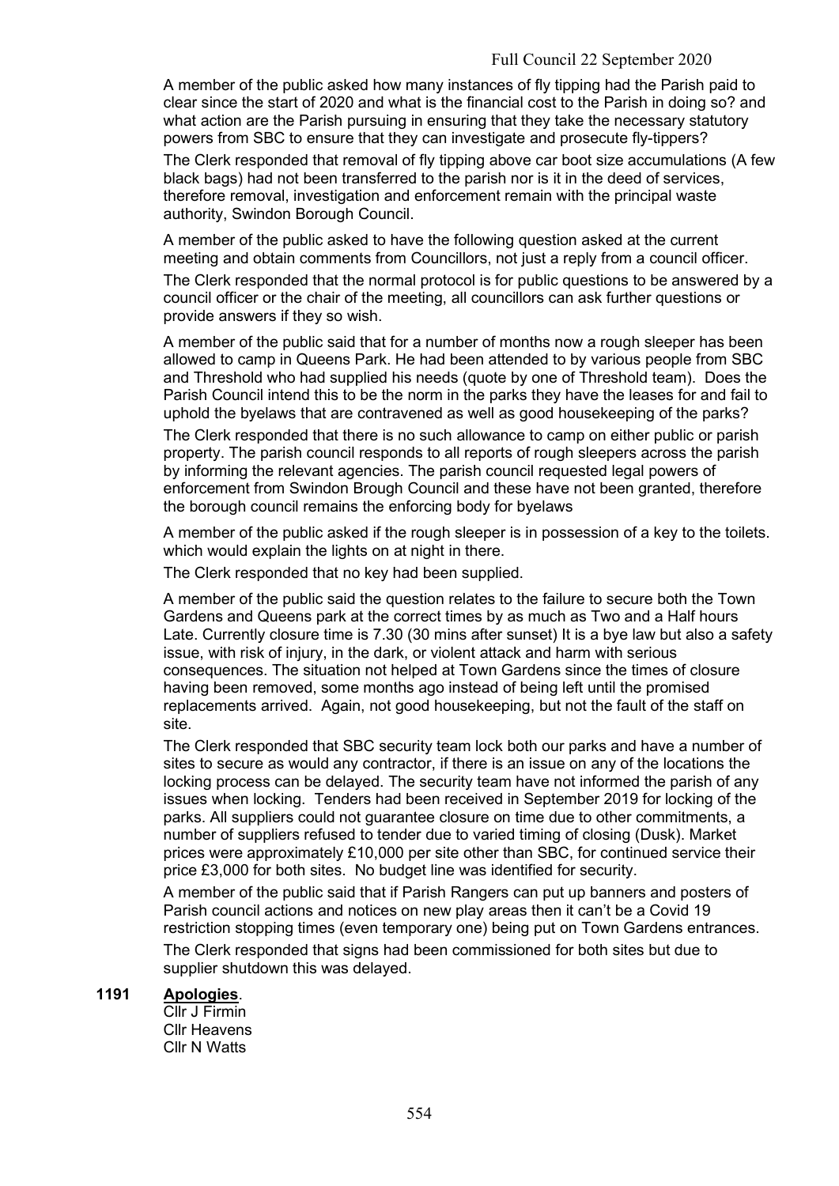A member of the public asked how many instances of fly tipping had the Parish paid to clear since the start of 2020 and what is the financial cost to the Parish in doing so? and what action are the Parish pursuing in ensuring that they take the necessary statutory powers from SBC to ensure that they can investigate and prosecute fly-tippers?

The Clerk responded that removal of fly tipping above car boot size accumulations (A few black bags) had not been transferred to the parish nor is it in the deed of services, therefore removal, investigation and enforcement remain with the principal waste authority, Swindon Borough Council.

A member of the public asked to have the following question asked at the current meeting and obtain comments from Councillors, not just a reply from a council officer.

The Clerk responded that the normal protocol is for public questions to be answered by a council officer or the chair of the meeting, all councillors can ask further questions or provide answers if they so wish.

A member of the public said that for a number of months now a rough sleeper has been allowed to camp in Queens Park. He had been attended to by various people from SBC and Threshold who had supplied his needs (quote by one of Threshold team). Does the Parish Council intend this to be the norm in the parks they have the leases for and fail to uphold the byelaws that are contravened as well as good housekeeping of the parks?

The Clerk responded that there is no such allowance to camp on either public or parish property. The parish council responds to all reports of rough sleepers across the parish by informing the relevant agencies. The parish council requested legal powers of enforcement from Swindon Brough Council and these have not been granted, therefore the borough council remains the enforcing body for byelaws

A member of the public asked if the rough sleeper is in possession of a key to the toilets. which would explain the lights on at night in there.

The Clerk responded that no key had been supplied.

A member of the public said the question relates to the failure to secure both the Town Gardens and Queens park at the correct times by as much as Two and a Half hours Late. Currently closure time is 7.30 (30 mins after sunset) It is a bye law but also a safety issue, with risk of injury, in the dark, or violent attack and harm with serious consequences. The situation not helped at Town Gardens since the times of closure having been removed, some months ago instead of being left until the promised replacements arrived. Again, not good housekeeping, but not the fault of the staff on site.

The Clerk responded that SBC security team lock both our parks and have a number of sites to secure as would any contractor, if there is an issue on any of the locations the locking process can be delayed. The security team have not informed the parish of any issues when locking. Tenders had been received in September 2019 for locking of the parks. All suppliers could not guarantee closure on time due to other commitments, a number of suppliers refused to tender due to varied timing of closing (Dusk). Market prices were approximately £10,000 per site other than SBC, for continued service their price £3,000 for both sites. No budget line was identified for security.

A member of the public said that if Parish Rangers can put up banners and posters of Parish council actions and notices on new play areas then it can't be a Covid 19 restriction stopping times (even temporary one) being put on Town Gardens entrances.

The Clerk responded that signs had been commissioned for both sites but due to supplier shutdown this was delayed.

**1191 Apologies**.

Cllr J Firmin
Cllr Heavens
Cllr N Watts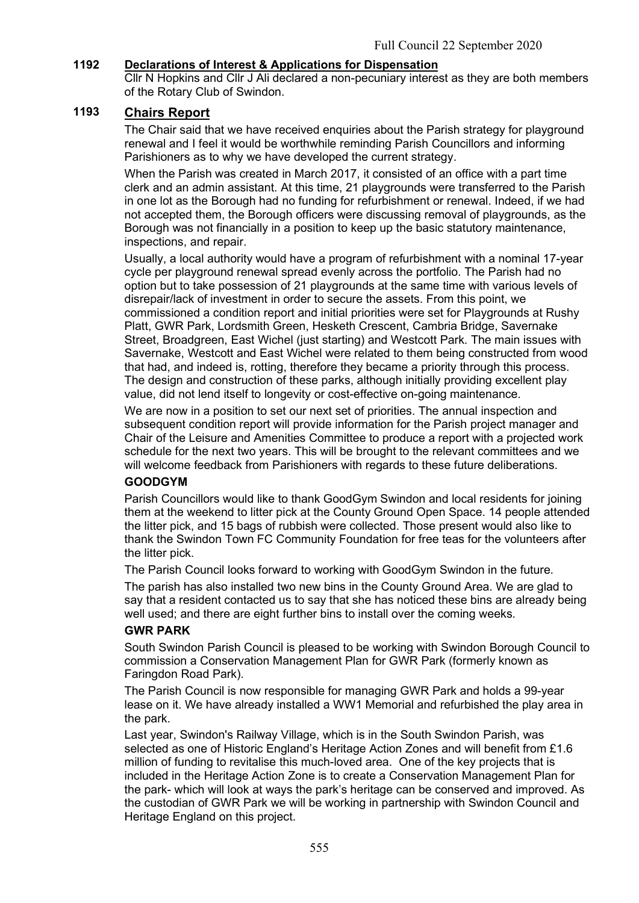## 1192 Declarations of Interest & Applications for Dispensation

Cllr N Hopkins and Cllr J Ali declared a non-pecuniary interest as they are both members of the Rotary Club of Swindon.

## 1193 Chairs Report

The Chair said that we have received enquiries about the Parish strategy for playground renewal and I feel it would be worthwhile reminding Parish Councillors and informing Parishioners as to why we have developed the current strategy.

When the Parish was created in March 2017, it consisted of an office with a part time clerk and an admin assistant. At this time, 21 playgrounds were transferred to the Parish in one lot as the Borough had no funding for refurbishment or renewal. Indeed, if we had not accepted them, the Borough officers were discussing removal of playgrounds, as the Borough was not financially in a position to keep up the basic statutory maintenance, inspections, and repair.

Usually, a local authority would have a program of refurbishment with a nominal 17-year cycle per playground renewal spread evenly across the portfolio. The Parish had no option but to take possession of 21 playgrounds at the same time with various levels of disrepair/lack of investment in order to secure the assets. From this point, we commissioned a condition report and initial priorities were set for Playgrounds at Rushy Platt, GWR Park, Lordsmith Green, Hesketh Crescent, Cambria Bridge, Savernake Street, Broadgreen, East Wichel (just starting) and Westcott Park. The main issues with Savernake, Westcott and East Wichel were related to them being constructed from wood that had, and indeed is, rotting, therefore they became a priority through this process. The design and construction of these parks, although initially providing excellent play value, did not lend itself to longevity or cost-effective on-going maintenance.

We are now in a position to set our next set of priorities. The annual inspection and subsequent condition report will provide information for the Parish project manager and Chair of the Leisure and Amenities Committee to produce a report with a projected work schedule for the next two years. This will be brought to the relevant committees and we will welcome feedback from Parishioners with regards to these future deliberations.

**GOODGYM**

Parish Councillors would like to thank GoodGym Swindon and local residents for joining them at the weekend to litter pick at the County Ground Open Space. 14 people attended the litter pick, and 15 bags of rubbish were collected. Those present would also like to thank the Swindon Town FC Community Foundation for free teas for the volunteers after the litter pick.

The Parish Council looks forward to working with GoodGym Swindon in the future.

The parish has also installed two new bins in the County Ground Area. We are glad to say that a resident contacted us to say that she has noticed these bins are already being well used; and there are eight further bins to install over the coming weeks.

**GWR PARK**

South Swindon Parish Council is pleased to be working with Swindon Borough Council to commission a Conservation Management Plan for GWR Park (formerly known as Faringdon Road Park).

The Parish Council is now responsible for managing GWR Park and holds a 99-year lease on it. We have already installed a WW1 Memorial and refurbished the play area in the park.

Last year, Swindon's Railway Village, which is in the South Swindon Parish, was selected as one of Historic England's Heritage Action Zones and will benefit from £1.6 million of funding to revitalise this much-loved area. One of the key projects that is included in the Heritage Action Zone is to create a Conservation Management Plan for the park- which will look at ways the park's heritage can be conserved and improved. As the custodian of GWR Park we will be working in partnership with Swindon Council and Heritage England on this project.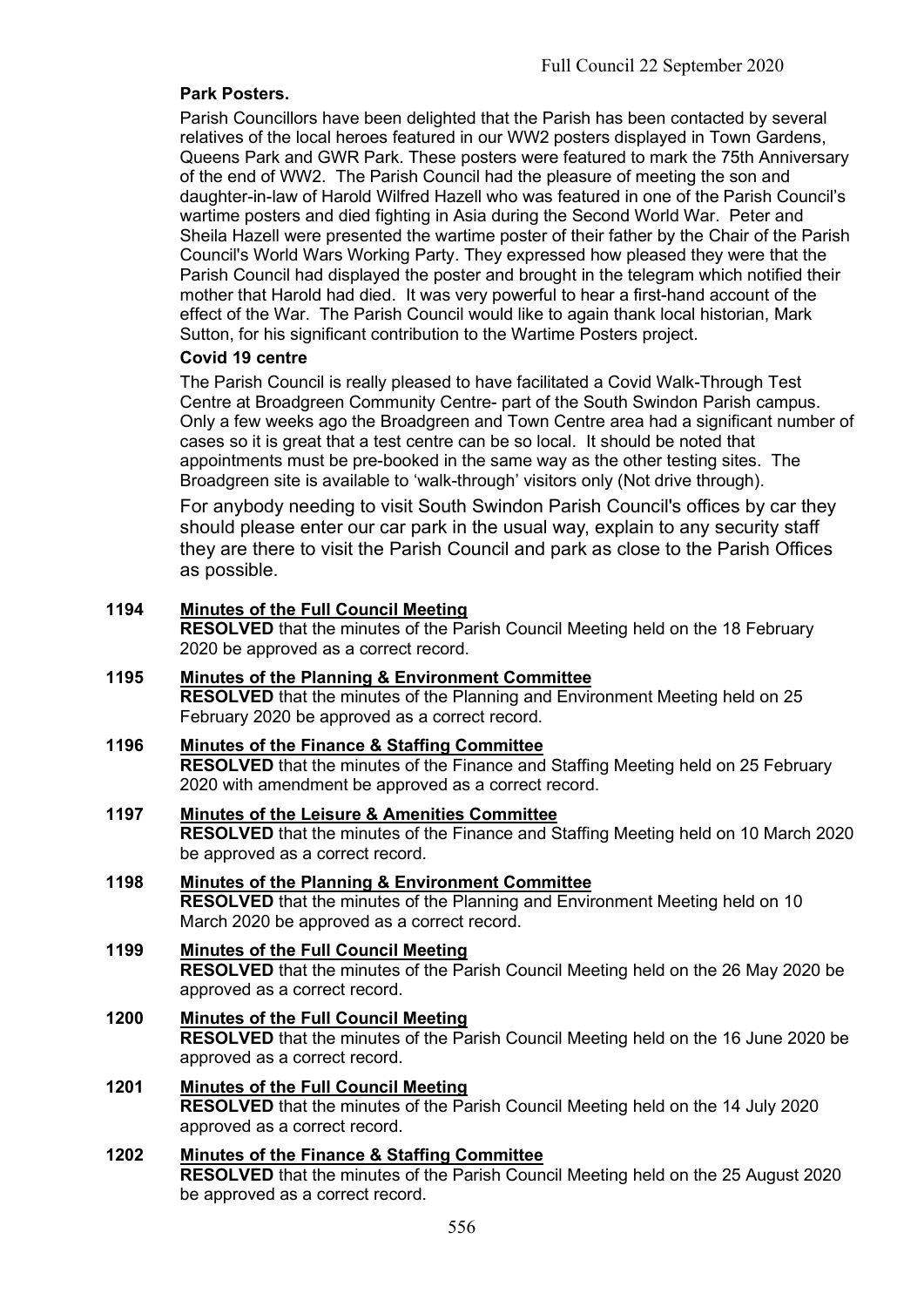**Park Posters.**

Parish Councillors have been delighted that the Parish has been contacted by several relatives of the local heroes featured in our WW2 posters displayed in Town Gardens, Queens Park and GWR Park. These posters were featured to mark the 75th Anniversary of the end of WW2. The Parish Council had the pleasure of meeting the son and daughter-in-law of Harold Wilfred Hazell who was featured in one of the Parish Council's wartime posters and died fighting in Asia during the Second World War. Peter and Sheila Hazell were presented the wartime poster of their father by the Chair of the Parish Council's World Wars Working Party. They expressed how pleased they were that the Parish Council had displayed the poster and brought in the telegram which notified their mother that Harold had died. It was very powerful to hear a first-hand account of the effect of the War. The Parish Council would like to again thank local historian, Mark Sutton, for his significant contribution to the Wartime Posters project.

**Covid 19 centre**

The Parish Council is really pleased to have facilitated a Covid Walk-Through Test Centre at Broadgreen Community Centre- part of the South Swindon Parish campus. Only a few weeks ago the Broadgreen and Town Centre area had a significant number of cases so it is great that a test centre can be so local. It should be noted that appointments must be pre-booked in the same way as the other testing sites. The Broadgreen site is available to 'walk-through' visitors only (Not drive through).

For anybody needing to visit South Swindon Parish Council's offices by car they should please enter our car park in the usual way, explain to any security staff they are there to visit the Parish Council and park as close to the Parish Offices as possible.

**1194 Minutes of the Full Council Meeting**
**RESOLVED** that the minutes of the Parish Council Meeting held on the 18 February 2020 be approved as a correct record.

**1195 Minutes of the Planning & Environment Committee**
**RESOLVED** that the minutes of the Planning and Environment Meeting held on 25 February 2020 be approved as a correct record.

**1196 Minutes of the Finance & Staffing Committee**
**RESOLVED** that the minutes of the Finance and Staffing Meeting held on 25 February 2020 with amendment be approved as a correct record.

**1197 Minutes of the Leisure & Amenities Committee**
**RESOLVED** that the minutes of the Finance and Staffing Meeting held on 10 March 2020 be approved as a correct record.

**1198 Minutes of the Planning & Environment Committee**
**RESOLVED** that the minutes of the Planning and Environment Meeting held on 10 March 2020 be approved as a correct record.

**1199 Minutes of the Full Council Meeting**
**RESOLVED** that the minutes of the Parish Council Meeting held on the 26 May 2020 be approved as a correct record.

**1200 Minutes of the Full Council Meeting**
**RESOLVED** that the minutes of the Parish Council Meeting held on the 16 June 2020 be approved as a correct record.

**1201 Minutes of the Full Council Meeting**
**RESOLVED** that the minutes of the Parish Council Meeting held on the 14 July 2020 approved as a correct record.

**1202 Minutes of the Finance & Staffing Committee**
**RESOLVED** that the minutes of the Parish Council Meeting held on the 25 August 2020 be approved as a correct record.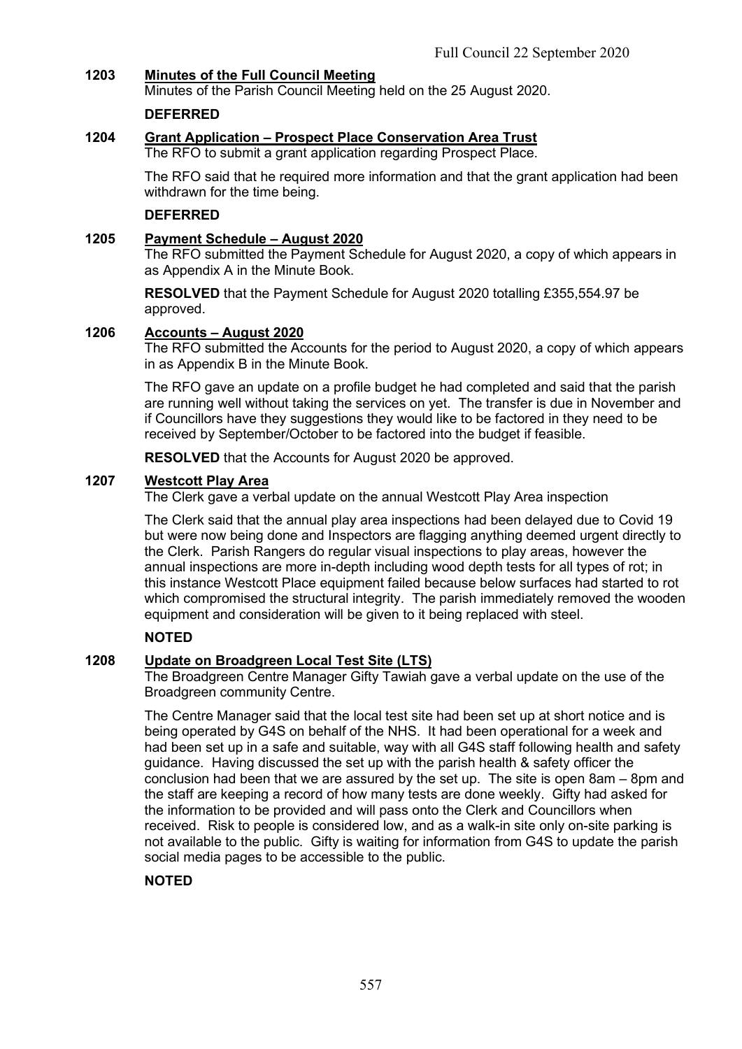**1203 Minutes of the Full Council Meeting**

Minutes of the Parish Council Meeting held on the 25 August 2020.

**DEFERRED**

**1204 Grant Application – Prospect Place Conservation Area Trust**

The RFO to submit a grant application regarding Prospect Place.

The RFO said that he required more information and that the grant application had been withdrawn for the time being.

**DEFERRED**

**1205 Payment Schedule – August 2020**

The RFO submitted the Payment Schedule for August 2020, a copy of which appears in as Appendix A in the Minute Book.

**RESOLVED** that the Payment Schedule for August 2020 totalling £355,554.97 be approved.

**1206 Accounts – August 2020**

The RFO submitted the Accounts for the period to August 2020, a copy of which appears in as Appendix B in the Minute Book.

The RFO gave an update on a profile budget he had completed and said that the parish are running well without taking the services on yet. The transfer is due in November and if Councillors have they suggestions they would like to be factored in they need to be received by September/October to be factored into the budget if feasible.

**RESOLVED** that the Accounts for August 2020 be approved.

**1207 Westcott Play Area**

The Clerk gave a verbal update on the annual Westcott Play Area inspection

The Clerk said that the annual play area inspections had been delayed due to Covid 19 but were now being done and Inspectors are flagging anything deemed urgent directly to the Clerk. Parish Rangers do regular visual inspections to play areas, however the annual inspections are more in-depth including wood depth tests for all types of rot; in this instance Westcott Place equipment failed because below surfaces had started to rot which compromised the structural integrity. The parish immediately removed the wooden equipment and consideration will be given to it being replaced with steel.

**NOTED**

**1208 Update on Broadgreen Local Test Site (LTS)**

The Broadgreen Centre Manager Gifty Tawiah gave a verbal update on the use of the Broadgreen community Centre.

The Centre Manager said that the local test site had been set up at short notice and is being operated by G4S on behalf of the NHS. It had been operational for a week and had been set up in a safe and suitable, way with all G4S staff following health and safety guidance. Having discussed the set up with the parish health & safety officer the conclusion had been that we are assured by the set up. The site is open 8am – 8pm and the staff are keeping a record of how many tests are done weekly. Gifty had asked for the information to be provided and will pass onto the Clerk and Councillors when received. Risk to people is considered low, and as a walk-in site only on-site parking is not available to the public. Gifty is waiting for information from G4S to update the parish social media pages to be accessible to the public.

**NOTED**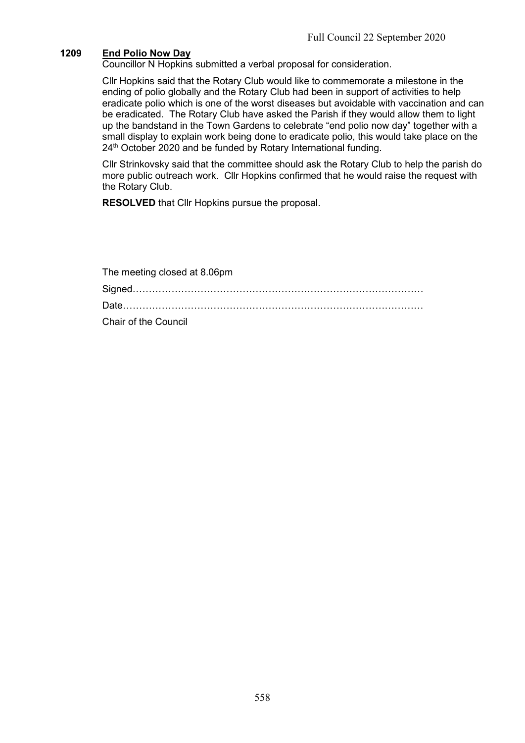## 1209 End Polio Now Day

Councillor N Hopkins submitted a verbal proposal for consideration.

Cllr Hopkins said that the Rotary Club would like to commemorate a milestone in the ending of polio globally and the Rotary Club had been in support of activities to help eradicate polio which is one of the worst diseases but avoidable with vaccination and can be eradicated. The Rotary Club have asked the Parish if they would allow them to light up the bandstand in the Town Gardens to celebrate "end polio now day" together with a small display to explain work being done to eradicate polio, this would take place on the 24th October 2020 and be funded by Rotary International funding.

Cllr Strinkovsky said that the committee should ask the Rotary Club to help the parish do more public outreach work. Cllr Hopkins confirmed that he would raise the request with the Rotary Club.

**RESOLVED** that Cllr Hopkins pursue the proposal.

The meeting closed at 8.06pm

Signed………………………………………………………………………………

Date…………………………………………………………………………………

Chair of the Council